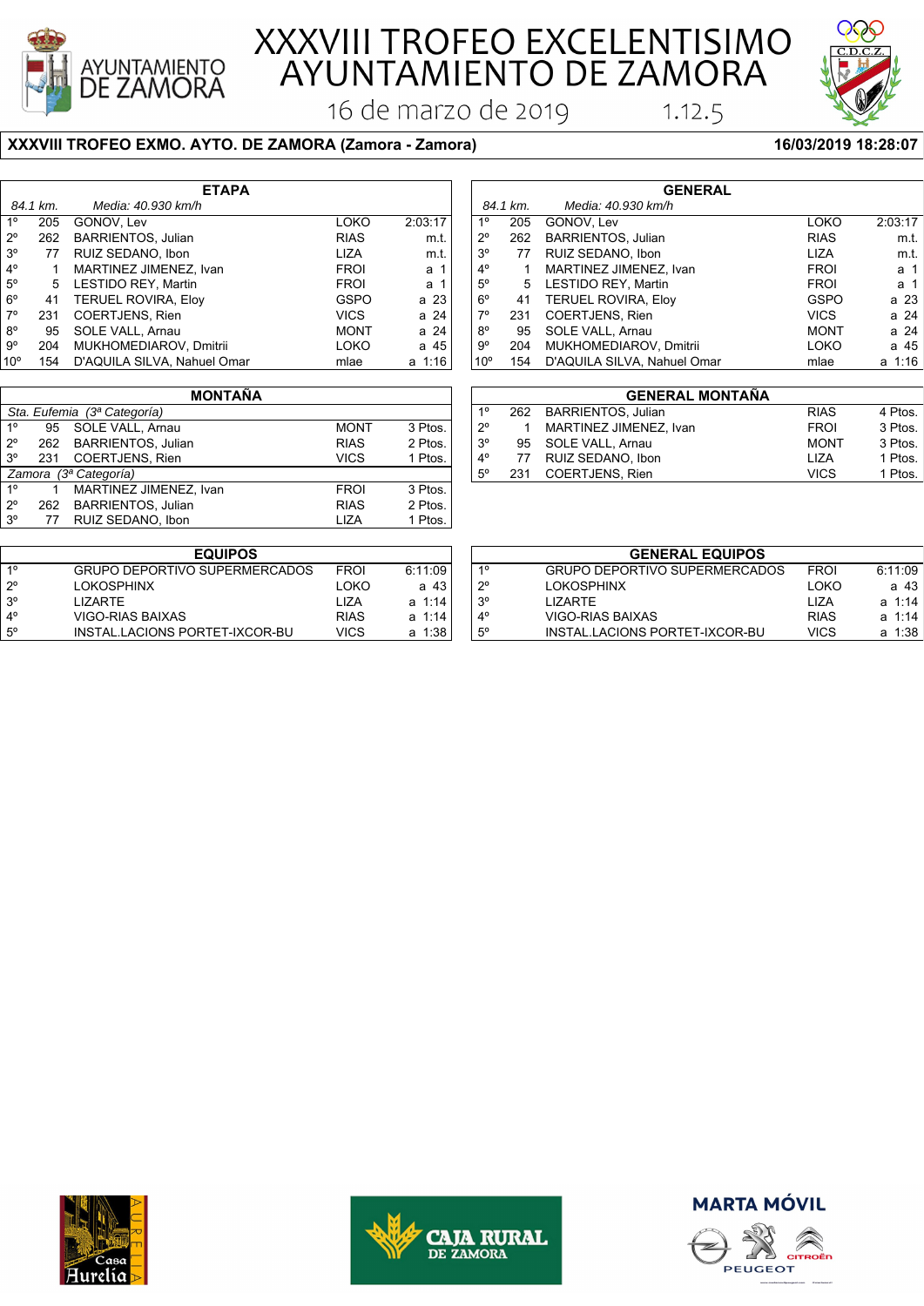# XXXVIII TROFEO EXCELENTISIMO AYUNTAMIENTO DE ZAMORA

16 de marzo de 2019 1.12.5

**XXXVIII TROFEO EXMO. AYTO. DE ZAMORA (Zamora - Zamora)** **16/03/2019 18:28:07**

## ETAPA

*84.1 km. Media: 40.930 km/h*

| Pos. | Dorsal | Corredor | Equipo | Tiempo |
|---|---|---|---|---|
| 1º | 205 | GONOV, Lev | LOKO | 2:03:17 |
| 2º | 262 | BARRIENTOS, Julian | RIAS | m.t. |
| 3º | 77 | RUIZ SEDANO, Ibon | LIZA | m.t. |
| 4º | 1 | MARTINEZ JIMENEZ, Ivan | FROI | a 1 |
| 5º | 5 | LESTIDO REY, Martin | FROI | a 1 |
| 6º | 41 | TERUEL ROVIRA, Eloy | GSPO | a 23 |
| 7º | 231 | COERTJENS, Rien | VICS | a 24 |
| 8º | 95 | SOLE VALL, Arnau | MONT | a 24 |
| 9º | 204 | MUKHOMEDIAROV, Dmitrii | LOKO | a 45 |
| 10º | 154 | D'AQUILA SILVA, Nahuel Omar | mlae | a 1:16 |

## GENERAL

*84.1 km. Media: 40.930 km/h*

| Pos. | Dorsal | Corredor | Equipo | Tiempo |
|---|---|---|---|---|
| 1º | 205 | GONOV, Lev | LOKO | 2:03:17 |
| 2º | 262 | BARRIENTOS, Julian | RIAS | m.t. |
| 3º | 77 | RUIZ SEDANO, Ibon | LIZA | m.t. |
| 4º | 1 | MARTINEZ JIMENEZ, Ivan | FROI | a 1 |
| 5º | 5 | LESTIDO REY, Martin | FROI | a 1 |
| 6º | 41 | TERUEL ROVIRA, Eloy | GSPO | a 23 |
| 7º | 231 | COERTJENS, Rien | VICS | a 24 |
| 8º | 95 | SOLE VALL, Arnau | MONT | a 24 |
| 9º | 204 | MUKHOMEDIAROV, Dmitrii | LOKO | a 45 |
| 10º | 154 | D'AQUILA SILVA, Nahuel Omar | mlae | a 1:16 |

## MONTAÑA

*Sta. Eufemia (3ª Categoría)*

| Pos. | Dorsal | Corredor | Equipo | Puntos |
|---|---|---|---|---|
| 1º | 95 | SOLE VALL, Arnau | MONT | 3 Ptos. |
| 2º | 262 | BARRIENTOS, Julian | RIAS | 2 Ptos. |
| 3º | 231 | COERTJENS, Rien | VICS | 1 Ptos. |

*Zamora (3ª Categoría)*

| Pos. | Dorsal | Corredor | Equipo | Puntos |
|---|---|---|---|---|
| 1º | 1 | MARTINEZ JIMENEZ, Ivan | FROI | 3 Ptos. |
| 2º | 262 | BARRIENTOS, Julian | RIAS | 2 Ptos. |
| 3º | 77 | RUIZ SEDANO, Ibon | LIZA | 1 Ptos. |

## GENERAL MONTAÑA

| Pos. | Dorsal | Corredor | Equipo | Puntos |
|---|---|---|---|---|
| 1º | 262 | BARRIENTOS, Julian | RIAS | 4 Ptos. |
| 2º | 1 | MARTINEZ JIMENEZ, Ivan | FROI | 3 Ptos. |
| 3º | 95 | SOLE VALL, Arnau | MONT | 3 Ptos. |
| 4º | 77 | RUIZ SEDANO, Ibon | LIZA | 1 Ptos. |
| 5º | 231 | COERTJENS, Rien | VICS | 1 Ptos. |

## EQUIPOS

| Pos. | Equipo | Código | Tiempo |
|---|---|---|---|
| 1º | GRUPO DEPORTIVO SUPERMERCADOS | FROI | 6:11:09 |
| 2º | LOKOSPHINX | LOKO | a 43 |
| 3º | LIZARTE | LIZA | a 1:14 |
| 4º | VIGO-RIAS BAIXAS | RIAS | a 1:14 |
| 5º | INSTAL.LACIONS PORTET-IXCOR-BU | VICS | a 1:38 |

## GENERAL EQUIPOS

| Pos. | Equipo | Código | Tiempo |
|---|---|---|---|
| 1º | GRUPO DEPORTIVO SUPERMERCADOS | FROI | 6:11:09 |
| 2º | LOKOSPHINX | LOKO | a 43 |
| 3º | LIZARTE | LIZA | a 1:14 |
| 4º | VIGO-RIAS BAIXAS | RIAS | a 1:14 |
| 5º | INSTAL.LACIONS PORTET-IXCOR-BU | VICS | a 1:38 |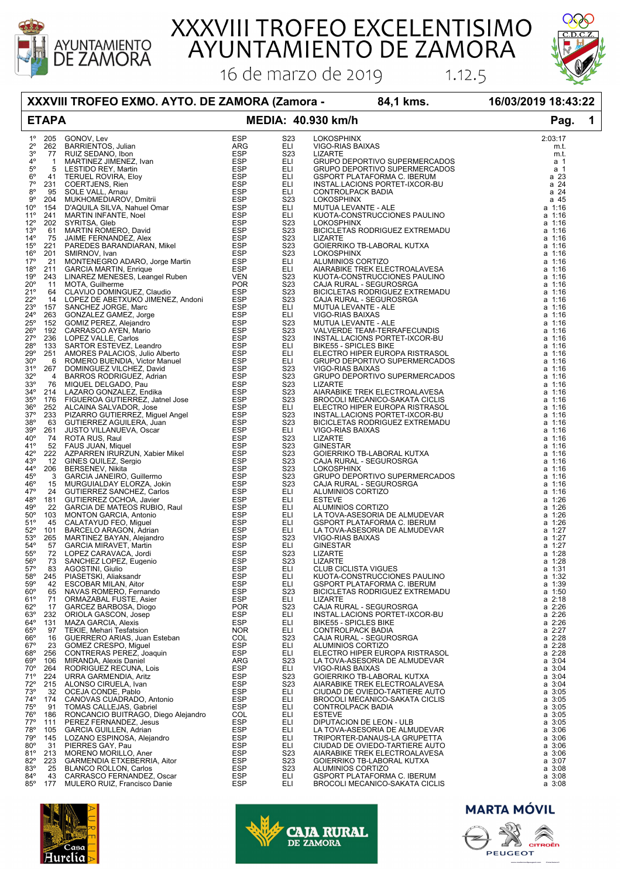# XXXVIII TROFEO EXCELENTISIMO AYUNTAMIENTO DE ZAMORA

16 de marzo de 2019 1.12.5

**XXXVIII TROFEO EXMO. AYTO. DE ZAMORA (Zamora -** **84,1 kms.** **16/03/2019 18:43:22**

**ETAPA** **MEDIA: 40.930 km/h**

| Pos | Dorsal | Nombre | Nac. | Cat. | Equipo | Tiempo |
|---|---|---|---|---|---|---|
| 1º | 205 | GONOV, Lev | ESP | S23 | LOKOSPHINX | 2:03:17 |
| 2º | 262 | BARRIENTOS, Julian | ARG | ELI | VIGO-RIAS BAIXAS | m.t. |
| 3º | 77 | RUIZ SEDANO, Ibon | ESP | S23 | LIZARTE | m.t. |
| 4º | 1 | MARTINEZ JIMENEZ, Ivan | ESP | ELI | GRUPO DEPORTIVO SUPERMERCADOS | a 1 |
| 5º | 5 | LESTIDO REY, Martin | ESP | ELI | GRUPO DEPORTIVO SUPERMERCADOS | a 1 |
| 6º | 41 | TERUEL ROVIRA, Eloy | ESP | ELI | GSPORT PLATAFORMA C. IBERUM | a 23 |
| 7º | 231 | COERTJENS, Rien | ESP | ELI | INSTAL.LACIONS PORTET-IXCOR-BU | a 24 |
| 8º | 95 | SOLE VALL, Arnau | ESP | ELI | CONTROLPACK BADIA | a 24 |
| 9º | 204 | MUKHOMEDIAROV, Dmitrii | ESP | S23 | LOKOSPHINX | a 45 |
| 10º | 154 | D'AQUILA SILVA, Nahuel Omar | ESP | ELI | MUTUA LEVANTE - ALE | a 1:16 |
| 11º | 241 | MARTIN INFANTE, Noel | ESP | ELI | KUOTA-CONSTRUCCIONES PAULINO | a 1:16 |
| 12º | 202 | SYRITSA, Gleb | ESP | S23 | LOKOSPHINX | a 1:16 |
| 13º | 61 | MARTIN ROMERO, David | ESP | S23 | BICICLETAS RODRIGUEZ EXTREMADU | a 1:16 |
| 14º | 75 | JAIME FERNANDEZ, Alex | ESP | S23 | LIZARTE | a 1:16 |
| 15º | 221 | PAREDES BARANDIARAN, Mikel | ESP | S23 | GOIERRIKO TB-LABORAL KUTXA | a 1:16 |
| 16º | 201 | SMIRNOV, Ivan | ESP | S23 | LOKOSPHINX | a 1:16 |
| 17º | 21 | MONTENEGRO ADARO, Jorge Martin | ESP | ELI | ALUMINIOS CORTIZO | a 1:16 |
| 18º | 211 | GARCIA MARTIN, Enrique | ESP | ELI | AIARABIKE TREK ELECTROALAVESA | a 1:16 |
| 19º | 243 | LINAREZ MENESES, Leangel Ruben | VEN | S23 | KUOTA-CONSTRUCCIONES PAULINO | a 1:16 |
| 20º | 11 | MOTA, Guilherme | POR | S23 | CAJA RURAL - SEGUROSRGA | a 1:16 |
| 21º | 64 | CLAVIJO DOMINGUEZ, Claudio | ESP | S23 | BICICLETAS RODRIGUEZ EXTREMADU | a 1:16 |
| 22º | 14 | LOPEZ DE ABETXUKO JIMENEZ, Andoni | ESP | S23 | CAJA RURAL - SEGUROSRGA | a 1:16 |
| 23º | 157 | SANCHEZ JORGE, Marc | ESP | ELI | MUTUA LEVANTE - ALE | a 1:16 |
| 24º | 263 | GONZALEZ GAMEZ, Jorge | ESP | ELI | VIGO-RIAS BAIXAS | a 1:16 |
| 25º | 152 | GOMIZ PEREZ, Alejandro | ESP | S23 | MUTUA LEVANTE - ALE | a 1:16 |
| 26º | 192 | CARRASCO AYEN, Mario | ESP | S23 | VALVERDE TEAM-TERRAFECUNDIS | a 1:16 |
| 27º | 236 | LOPEZ VALLE, Carlos | ESP | S23 | INSTAL.LACIONS PORTET-IXCOR-BU | a 1:16 |
| 28º | 133 | SARTOR ESTEVEZ, Leandro | ESP | ELI | BIKE55 - SPICLES BIKE | a 1:16 |
| 29º | 251 | AMORES PALACIOS, Julio Alberto | ESP | ELI | ELECTRO HIPER EUROPA RISTRASOL | a 1:16 |
| 30º | 6 | ROMERO BUENDIA, Victor Manuel | ESP | ELI | GRUPO DEPORTIVO SUPERMERCADOS | a 1:16 |
| 31º | 267 | DOMINGUEZ VILCHEZ, David | ESP | S23 | VIGO-RIAS BAIXAS | a 1:16 |
| 32º | 4 | BARROS RODRIGUEZ, Adrian | ESP | S23 | GRUPO DEPORTIVO SUPERMERCADOS | a 1:16 |
| 33º | 76 | MIQUEL DELGADO, Pau | ESP | S23 | LIZARTE | a 1:16 |
| 34º | 214 | LAZARO GONZALEZ, Endika | ESP | S23 | AIARABIKE TREK ELECTROALAVESA | a 1:16 |
| 35º | 176 | FIGUEROA GUTIERREZ, Jatnel Jose | ESP | S23 | BROCOLI MECANICO-SAKATA CICLIS | a 1:16 |
| 36º | 252 | ALCAINA SALVADOR, Jose | ESP | ELI | ELECTRO HIPER EUROPA RISTRASOL | a 1:16 |
| 37º | 233 | PIZARRO GUTIERREZ, Miguel Angel | ESP | S23 | INSTAL.LACIONS PORTET-IXCOR-BU | a 1:16 |
| 38º | 63 | GUTIERREZ AGUILERA, Juan | ESP | S23 | BICICLETAS RODRIGUEZ EXTREMADU | a 1:16 |
| 39º | 261 | JUSTO VILLANUEVA, Oscar | ESP | ELI | VIGO-RIAS BAIXAS | a 1:16 |
| 40º | 74 | ROTA RUS, Raul | ESP | S23 | LIZARTE | a 1:16 |
| 41º | 52 | FAUS JUAN, Miquel | ESP | S23 | GINESTAR | a 1:16 |
| 42º | 222 | AZPARREN IRURZUN, Xabier Mikel | ESP | S23 | GOIERRIKO TB-LABORAL KUTXA | a 1:16 |
| 43º | 12 | GINES QUILEZ, Sergio | ESP | S23 | CAJA RURAL - SEGUROSRGA | a 1:16 |
| 44º | 206 | BERSENEV, Nikita | ESP | S23 | LOKOSPHINX | a 1:16 |
| 45º | 3 | GARCIA JANEIRO, Guillermo | ESP | S23 | GRUPO DEPORTIVO SUPERMERCADOS | a 1:16 |
| 46º | 15 | MURGUIALDAY ELORZA, Jokin | ESP | S23 | CAJA RURAL - SEGUROSRGA | a 1:16 |
| 47º | 24 | GUTIERREZ SANCHEZ, Carlos | ESP | ELI | ALUMINIOS CORTIZO | a 1:16 |
| 48º | 181 | GUTIERREZ OCHOA, Javier | ESP | ELI | ESTEVE | a 1:26 |
| 49º | 22 | GARCIA DE MATEOS RUBIO, Raul | ESP | ELI | ALUMINIOS CORTIZO | a 1:26 |
| 50º | 103 | MONTON GARCIA, Antonio | ESP | ELI | LA TOVA-ASESORIA DE ALMUDEVAR | a 1:26 |
| 51º | 45 | CALATAYUD FEO, Miguel | ESP | ELI | GSPORT PLATAFORMA C. IBERUM | a 1:26 |
| 52º | 101 | BARCELO ARAGON, Adrian | ESP | ELI | LA TOVA-ASESORIA DE ALMUDEVAR | a 1:27 |
| 53º | 265 | MARTINEZ BAYAN, Alejandro | ESP | S23 | VIGO-RIAS BAIXAS | a 1:27 |
| 54º | 57 | GARCIA MIRAVET, Martin | ESP | ELI | GINESTAR | a 1:27 |
| 55º | 72 | LOPEZ CARAVACA, Jordi | ESP | S23 | LIZARTE | a 1:28 |
| 56º | 73 | SANCHEZ LOPEZ, Eugenio | ESP | S23 | LIZARTE | a 1:28 |
| 57º | 83 | AGOSTINI, Giulio | ESP | ELI | CLUB CICLISTA VIGUES | a 1:31 |
| 58º | 245 | PIASETSKI, Aliaksandr | ESP | ELI | KUOTA-CONSTRUCCIONES PAULINO | a 1:32 |
| 59º | 42 | ESCOBAR MILAN, Aitor | ESP | ELI | GSPORT PLATAFORMA C. IBERUM | a 1:39 |
| 60º | 65 | NAVAS ROMERO, Fernando | ESP | S23 | BICICLETAS RODRIGUEZ EXTREMADU | a 1:50 |
| 61º | 71 | ORMAZABAL FUSTE, Asier | ESP | ELI | LIZARTE | a 2:18 |
| 62º | 17 | GARCEZ BARBOSA, Diogo | POR | S23 | CAJA RURAL - SEGUROSRGA | a 2:26 |
| 63º | 232 | ORIOLA GASCON, Josep | ESP | ELI | INSTAL.LACIONS PORTET-IXCOR-BU | a 2:26 |
| 64º | 131 | MAZA GARCIA, Alexis | ESP | ELI | BIKE55 - SPICLES BIKE | a 2:26 |
| 65º | 97 | TEKIE, Mehari Tesfatsion | NOR | ELI | CONTROLPACK BADIA | a 2:27 |
| 66º | 16 | GUERRERO ARIAS, Juan Esteban | COL | S23 | CAJA RURAL - SEGUROSRGA | a 2:28 |
| 67º | 23 | GOMEZ CRESPO, Miguel | ESP | ELI | ALUMINIOS CORTIZO | a 2:28 |
| 68º | 256 | CONTRERAS PEREZ, Joaquin | ESP | ELI | ELECTRO HIPER EUROPA RISTRASOL | a 2:28 |
| 69º | 106 | MIRANDA, Alexis Daniel | ARG | S23 | LA TOVA-ASESORIA DE ALMUDEVAR | a 3:04 |
| 70º | 264 | RODRIGUEZ RECUNA, Lois | ESP | ELI | VIGO-RIAS BAIXAS | a 3:04 |
| 71º | 224 | URRA GARMENDIA, Aritz | ESP | S23 | GOIERRIKO TB-LABORAL KUTXA | a 3:04 |
| 72º | 215 | ALONSO CIRUELA, Ivan | ESP | S23 | AIARABIKE TREK ELECTROALAVESA | a 3:04 |
| 73º | 32 | OCEJA CONDE, Pablo | ESP | ELI | CIUDAD DE OVIEDO-TARTIERE AUTO | a 3:05 |
| 74º | 174 | CANOVAS CUADRADO, Antonio | ESP | ELI | BROCOLI MECANICO-SAKATA CICLIS | a 3:05 |
| 75º | 91 | TOMAS CALLEJAS, Gabriel | ESP | ELI | CONTROLPACK BADIA | a 3:05 |
| 76º | 186 | RONCANCIO BUITRAGO, Diego Alejandro | COL | ELI | ESTEVE | a 3:05 |
| 77º | 111 | PEREZ FERNANDEZ, Jesus | ESP | ELI | DIPUTACION DE LEON - ULB | a 3:05 |
| 78º | 105 | GARCIA GUILLEN, Adrian | ESP | ELI | LA TOVA-ASESORIA DE ALMUDEVAR | a 3:06 |
| 79º | 145 | LOZANO ESPINOSA, Alejandro | ESP | ELI | TRIPORTER-DANAUS-LA GRUPETTA | a 3:06 |
| 80º | 31 | PIERRES GAY, Pau | ESP | ELI | CIUDAD DE OVIEDO-TARTIERE AUTO | a 3:06 |
| 81º | 213 | MORENO MORILLO, Aner | ESP | S23 | AIARABIKE TREK ELECTROALAVESA | a 3:06 |
| 82º | 223 | GARMENDIA ETXEBERRIA, Aitor | ESP | S23 | GOIERRIKO TB-LABORAL KUTXA | a 3:07 |
| 83º | 25 | BLANCO ROLLON, Carlos | ESP | S23 | ALUMINIOS CORTIZO | a 3:08 |
| 84º | 43 | CARRASCO FERNANDEZ, Oscar | ESP | ELI | GSPORT PLATAFORMA C. IBERUM | a 3:08 |
| 85º | 177 | MULERO RUIZ, Francisco Danie | ESP | ELI | BROCOLI MECANICO-SAKATA CICLIS | a 3:08 |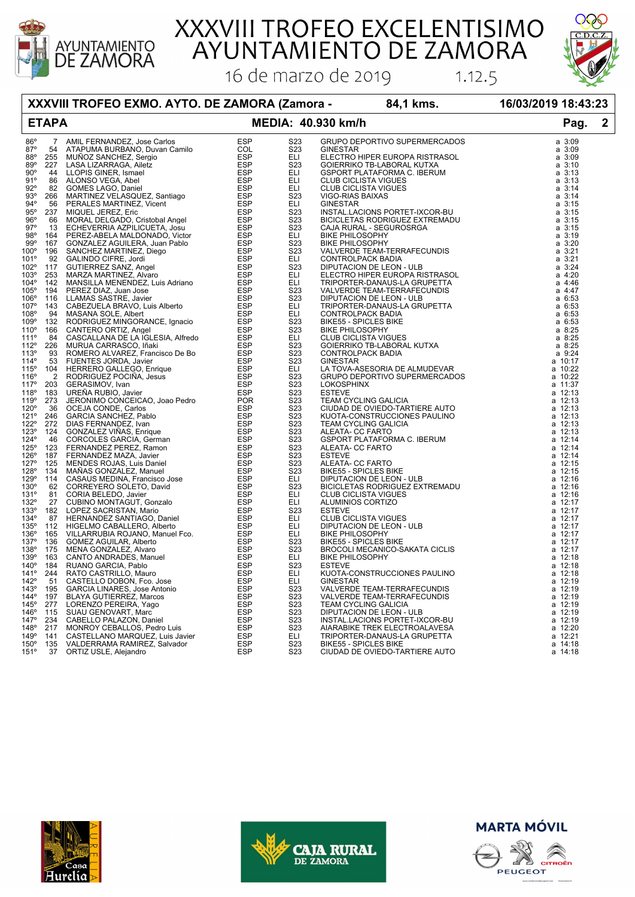# XXXVIII TROFEO EXCELENTISIMO AYUNTAMIENTO DE ZAMORA

16 de marzo de 2019 1.12.5

**XXXVIII TROFEO EXMO. AYTO. DE ZAMORA (Zamora - 84,1 kms. 16/03/2019 18:43:23**

**ETAPA MEDIA: 40.930 km/h**

| Pos. | Dorsal | Nombre | Nac. | Cat. | Equipo | Tiempo |
|---|---|---|---|---|---|---|
| 86º | 7 | AMIL FERNANDEZ, Jose Carlos | ESP | S23 | GRUPO DEPORTIVO SUPERMERCADOS | a 3:09 |
| 87º | 54 | ATAPUMA BURBANO, Duvan Camilo | COL | S23 | GINESTAR | a 3:09 |
| 88º | 255 | MUÑOZ SANCHEZ, Sergio | ESP | ELI | ELECTRO HIPER EUROPA RISTRASOL | a 3:09 |
| 89º | 227 | LASA LIZARRAGA, Ailetz | ESP | S23 | GOIERRIKO TB-LABORAL KUTXA | a 3:10 |
| 90º | 44 | LLOPIS GINER, Ismael | ESP | ELI | GSPORT PLATAFORMA C. IBERUM | a 3:13 |
| 91º | 86 | ALONSO VEGA, Abel | ESP | ELI | CLUB CICLISTA VIGUES | a 3:13 |
| 92º | 82 | GOMES LAGO, Daniel | ESP | ELI | CLUB CICLISTA VIGUES | a 3:14 |
| 93º | 266 | MARTINEZ VELASQUEZ, Santiago | ESP | S23 | VIGO-RIAS BAIXAS | a 3:14 |
| 94º | 56 | PERALES MARTINEZ, Vicent | ESP | ELI | GINESTAR | a 3:15 |
| 95º | 237 | MIQUEL JEREZ, Eric | ESP | S23 | INSTAL.LACIONS PORTET-IXCOR-BU | a 3:15 |
| 96º | 66 | MORAL DELGADO, Cristobal Angel | ESP | S23 | BICICLETAS RODRIGUEZ EXTREMADU | a 3:15 |
| 97º | 13 | ECHEVERRIA AZPILICUETA, Josu | ESP | S23 | CAJA RURAL - SEGUROSRGA | a 3:15 |
| 98º | 164 | PEREZ-ABELA MALDONADO, Victor | ESP | ELI | BIKE PHILOSOPHY | a 3:19 |
| 99º | 167 | GONZALEZ AGUILERA, Juan Pablo | ESP | S23 | BIKE PHILOSOPHY | a 3:20 |
| 100º | 196 | SANCHEZ MARTINEZ, Diego | ESP | S23 | VALVERDE TEAM-TERRAFECUNDIS | a 3:21 |
| 101º | 92 | GALINDO CIFRE, Jordi | ESP | ELI | CONTROLPACK BADIA | a 3:21 |
| 102º | 117 | GUTIERREZ SANZ, Angel | ESP | S23 | DIPUTACION DE LEON - ULB | a 3:24 |
| 103º | 253 | MARZA MARTINEZ, Alvaro | ESP | ELI | ELECTRO HIPER EUROPA RISTRASOL | a 4:20 |
| 104º | 142 | MANSILLA MENENDEZ, Luis Adriano | ESP | ELI | TRIPORTER-DANAUS-LA GRUPETTA | a 4:46 |
| 105º | 194 | PEREZ DIAZ, Juan Jose | ESP | S23 | VALVERDE TEAM-TERRAFECUNDIS | a 4:47 |
| 106º | 116 | LLAMAS SASTRE, Javier | ESP | S23 | DIPUTACION DE LEON - ULB | a 6:53 |
| 107º | 143 | CABEZUELA BRAVO, Luis Alberto | ESP | ELI | TRIPORTER-DANAUS-LA GRUPETTA | a 6:53 |
| 108º | 94 | MASANA SOLE, Albert | ESP | ELI | CONTROLPACK BADIA | a 6:53 |
| 109º | 132 | RODRIGUEZ MINGORANCE, Ignacio | ESP | S23 | BIKE55 - SPICLES BIKE | a 6:53 |
| 110º | 166 | CANTERO ORTIZ, Angel | ESP | S23 | BIKE PHILOSOPHY | a 8:25 |
| 111º | 84 | CASCALLANA DE LA IGLESIA, Alfredo | ESP | ELI | CLUB CICLISTA VIGUES | a 8:25 |
| 112º | 226 | MURUA CARRASCO, Iñaki | ESP | S23 | GOIERRIKO TB-LABORAL KUTXA | a 8:25 |
| 113º | 93 | ROMERO ALVAREZ, Francisco De Bo | ESP | S23 | CONTROLPACK BADIA | a 9:24 |
| 114º | 53 | FUENTES JORDA, Javier | ESP | S23 | GINESTAR | a 10:17 |
| 115º | 104 | HERRERO GALLEGO, Enrique | ESP | ELI | LA TOVA-ASESORIA DE ALMUDEVAR | a 10:22 |
| 116º | 2 | RODRIGUEZ POCIÑA, Jesus | ESP | S23 | GRUPO DEPORTIVO SUPERMERCADOS | a 10:22 |
| 117º | 203 | GERASIMOV, Ivan | ESP | S23 | LOKOSPHINX | a 11:37 |
| 118º | 183 | UREÑA RUBIO, Javier | ESP | S23 | ESTEVE | a 12:13 |
| 119º | 273 | JERONIMO CONCEICAO, Joao Pedro | POR | S23 | TEAM CYCLING GALICIA | a 12:13 |
| 120º | 36 | OCEJA CONDE, Carlos | ESP | S23 | CIUDAD DE OVIEDO-TARTIERE AUTO | a 12:13 |
| 121º | 246 | GARCIA SANCHEZ, Pablo | ESP | S23 | KUOTA-CONSTRUCCIONES PAULINO | a 12:13 |
| 122º | 272 | DIAS FERNANDEZ, Ivan | ESP | S23 | TEAM CYCLING GALICIA | a 12:13 |
| 123º | 124 | GONZALEZ VIÑAS, Enrique | ESP | S23 | ALEATA- CC FARTO | a 12:13 |
| 124º | 46 | CORCOLES GARCIA, German | ESP | S23 | GSPORT PLATAFORMA C. IBERUM | a 12:14 |
| 125º | 123 | FERNANDEZ PEREZ, Ramon | ESP | S23 | ALEATA- CC FARTO | a 12:14 |
| 126º | 187 | FERNANDEZ MAZA, Javier | ESP | S23 | ESTEVE | a 12:14 |
| 127º | 125 | MENDES ROJAS, Luis Daniel | ESP | S23 | ALEATA- CC FARTO | a 12:15 |
| 128º | 134 | MAÑAS GONZALEZ, Manuel | ESP | S23 | BIKE55 - SPICLES BIKE | a 12:15 |
| 129º | 114 | CASAUS MEDINA, Francisco Jose | ESP | ELI | DIPUTACION DE LEON - ULB | a 12:16 |
| 130º | 62 | CORREYERO SOLETO, David | ESP | S23 | BICICLETAS RODRIGUEZ EXTREMADU | a 12:16 |
| 131º | 81 | CORIA BELEDO, Javier | ESP | ELI | CLUB CICLISTA VIGUES | a 12:16 |
| 132º | 27 | CUBINO MONTAGUT, Gonzalo | ESP | ELI | ALUMINIOS CORTIZO | a 12:17 |
| 133º | 182 | LOPEZ SACRISTAN, Mario | ESP | S23 | ESTEVE | a 12:17 |
| 134º | 87 | HERNANDEZ SANTIAGO, Daniel | ESP | ELI | CLUB CICLISTA VIGUES | a 12:17 |
| 135º | 112 | HIGELMO CABALLERO, Alberto | ESP | ELI | DIPUTACION DE LEON - ULB | a 12:17 |
| 136º | 165 | VILLARRUBIA ROJANO, Manuel Fco. | ESP | ELI | BIKE PHILOSOPHY | a 12:17 |
| 137º | 136 | GOMEZ AGUILAR, Alberto | ESP | S23 | BIKE55 - SPICLES BIKE | a 12:17 |
| 138º | 175 | MENA GONZALEZ, Alvaro | ESP | S23 | BROCOLI MECANICO-SAKATA CICLIS | a 12:17 |
| 139º | 163 | CANTO ANDRADES, Manuel | ESP | ELI | BIKE PHILOSOPHY | a 12:18 |
| 140º | 184 | RUANO GARCIA, Pablo | ESP | S23 | ESTEVE | a 12:18 |
| 141º | 244 | RATO CASTRILLO, Mauro | ESP | ELI | KUOTA-CONSTRUCCIONES PAULINO | a 12:18 |
| 142º | 51 | CASTELLO DOBON, Fco. Jose | ESP | ELI | GINESTAR | a 12:19 |
| 143º | 195 | GARCIA LINARES, Jose Antonio | ESP | S23 | VALVERDE TEAM-TERRAFECUNDIS | a 12:19 |
| 144º | 197 | BLAYA GUTIERREZ, Marcos | ESP | S23 | VALVERDE TEAM-TERRAFECUNDIS | a 12:19 |
| 145º | 277 | LORENZO PEREIRA, Yago | ESP | S23 | TEAM CYCLING GALICIA | a 12:19 |
| 146º | 115 | SUAU GENOVART, Marc | ESP | S23 | DIPUTACION DE LEON - ULB | a 12:19 |
| 147º | 234 | CABELLO PALAZON, Daniel | ESP | S23 | INSTAL.LACIONS PORTET-IXCOR-BU | a 12:19 |
| 148º | 217 | MONROY CEBALLOS, Pedro Luis | ESP | S23 | AIARABIKE TREK ELECTROALAVESA | a 12:20 |
| 149º | 141 | CASTELLANO MARQUEZ, Luis Javier | ESP | ELI | TRIPORTER-DANAUS-LA GRUPETTA | a 12:21 |
| 150º | 135 | VALDERRAMA RAMIREZ, Salvador | ESP | S23 | BIKE55 - SPICLES BIKE | a 14:18 |
| 151º | 37 | ORTIZ USLE, Alejandro | ESP | S23 | CIUDAD DE OVIEDO-TARTIERE AUTO | a 14:18 |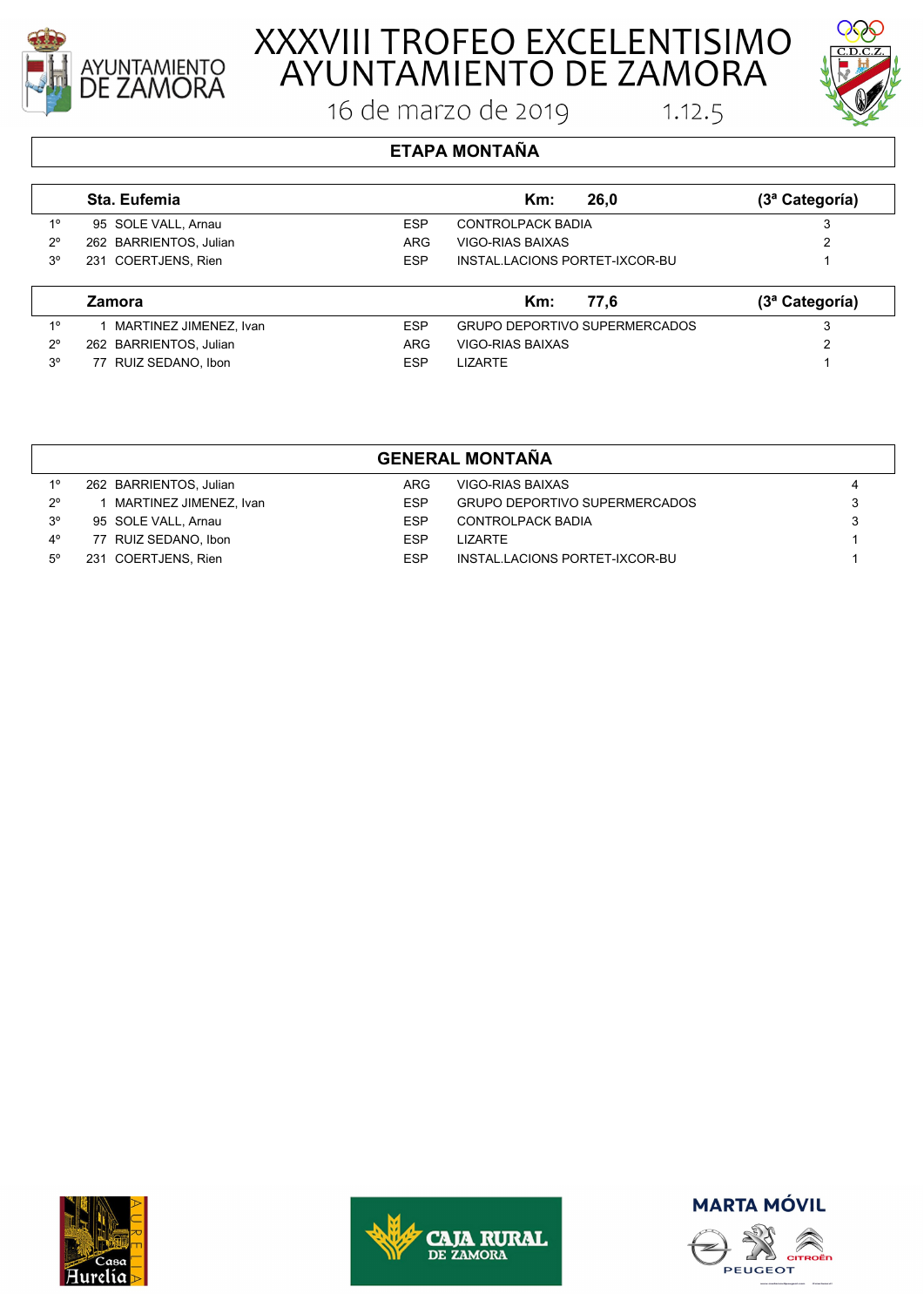# XXXVIII TROFEO EXCELENTISIMO AYUNTAMIENTO DE ZAMORA

16 de marzo de 2019 1.12.5

## ETAPA MONTAÑA

| | Sta. Eufemia | | Km: 26,0 | (3ª Categoría) |
|---|---|---|---|---|
| 1º | 95 SOLE VALL, Arnau | ESP | CONTROLPACK BADIA | 3 |
| 2º | 262 BARRIENTOS, Julian | ARG | VIGO-RIAS BAIXAS | 2 |
| 3º | 231 COERTJENS, Rien | ESP | INSTAL.LACIONS PORTET-IXCOR-BU | 1 |

| | Zamora | | Km: 77,6 | (3ª Categoría) |
|---|---|---|---|---|
| 1º | 1 MARTINEZ JIMENEZ, Ivan | ESP | GRUPO DEPORTIVO SUPERMERCADOS | 3 |
| 2º | 262 BARRIENTOS, Julian | ARG | VIGO-RIAS BAIXAS | 2 |
| 3º | 77 RUIZ SEDANO, Ibon | ESP | LIZARTE | 1 |

## GENERAL MONTAÑA

| | | | | |
|---|---|---|---|---|
| 1º | 262 BARRIENTOS, Julian | ARG | VIGO-RIAS BAIXAS | 4 |
| 2º | 1 MARTINEZ JIMENEZ, Ivan | ESP | GRUPO DEPORTIVO SUPERMERCADOS | 3 |
| 3º | 95 SOLE VALL, Arnau | ESP | CONTROLPACK BADIA | 3 |
| 4º | 77 RUIZ SEDANO, Ibon | ESP | LIZARTE | 1 |
| 5º | 231 COERTJENS, Rien | ESP | INSTAL.LACIONS PORTET-IXCOR-BU | 1 |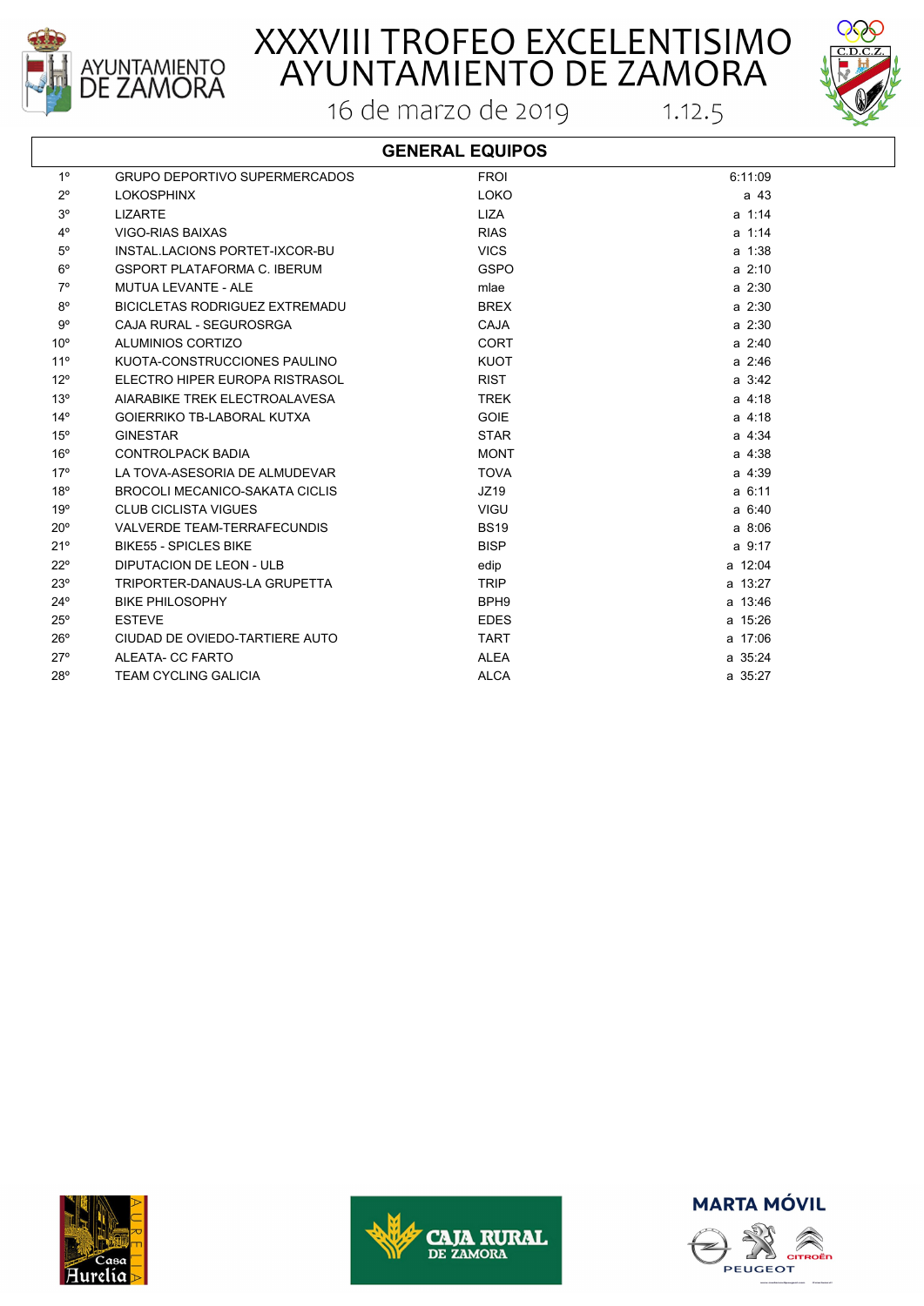# XXXVIII TROFEO EXCELENTISIMO AYUNTAMIENTO DE ZAMORA

16 de marzo de 2019 1.12.5

## GENERAL EQUIPOS

| | | | |
|---|---|---|---|
| 1º | GRUPO DEPORTIVO SUPERMERCADOS | FROI | 6:11:09 |
| 2º | LOKOSPHINX | LOKO | a 43 |
| 3º | LIZARTE | LIZA | a 1:14 |
| 4º | VIGO-RIAS BAIXAS | RIAS | a 1:14 |
| 5º | INSTAL.LACIONS PORTET-IXCOR-BU | VICS | a 1:38 |
| 6º | GSPORT PLATAFORMA C. IBERUM | GSPO | a 2:10 |
| 7º | MUTUA LEVANTE - ALE | mlae | a 2:30 |
| 8º | BICICLETAS RODRIGUEZ EXTREMADU | BREX | a 2:30 |
| 9º | CAJA RURAL - SEGUROSRGA | CAJA | a 2:30 |
| 10º | ALUMINIOS CORTIZO | CORT | a 2:40 |
| 11º | KUOTA-CONSTRUCCIONES PAULINO | KUOT | a 2:46 |
| 12º | ELECTRO HIPER EUROPA RISTRASOL | RIST | a 3:42 |
| 13º | AIARABIKE TREK ELECTROALAVESA | TREK | a 4:18 |
| 14º | GOIERRIKO TB-LABORAL KUTXA | GOIE | a 4:18 |
| 15º | GINESTAR | STAR | a 4:34 |
| 16º | CONTROLPACK BADIA | MONT | a 4:38 |
| 17º | LA TOVA-ASESORIA DE ALMUDEVAR | TOVA | a 4:39 |
| 18º | BROCOLI MECANICO-SAKATA CICLIS | JZ19 | a 6:11 |
| 19º | CLUB CICLISTA VIGUES | VIGU | a 6:40 |
| 20º | VALVERDE TEAM-TERRAFECUNDIS | BS19 | a 8:06 |
| 21º | BIKE55 - SPICLES BIKE | BISP | a 9:17 |
| 22º | DIPUTACION DE LEON - ULB | edip | a 12:04 |
| 23º | TRIPORTER-DANAUS-LA GRUPETTA | TRIP | a 13:27 |
| 24º | BIKE PHILOSOPHY | BPH9 | a 13:46 |
| 25º | ESTEVE | EDES | a 15:26 |
| 26º | CIUDAD DE OVIEDO-TARTIERE AUTO | TART | a 17:06 |
| 27º | ALEATA- CC FARTO | ALEA | a 35:24 |
| 28º | TEAM CYCLING GALICIA | ALCA | a 35:27 |